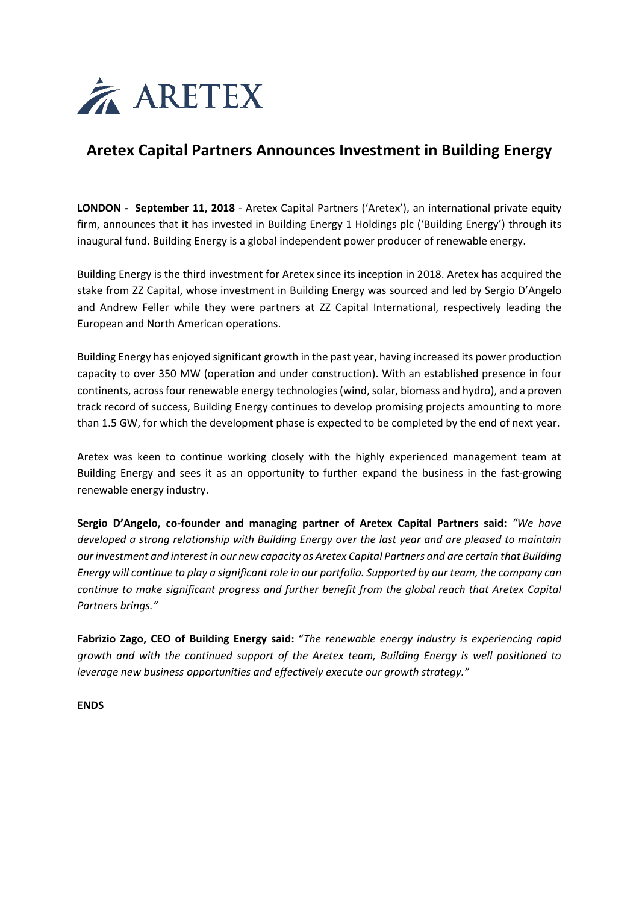ARETEX

# Aretex Capital Partners Announces Investment in Building Energy

**LONDON - September 11, 2018** - Aretex Capital Partners ('Aretex'), an international private equity firm, announces that it has invested in Building Energy 1 Holdings plc ('Building Energy') through its inaugural fund. Building Energy is a global independent power producer of renewable energy.

Building Energy is the third investment for Aretex since its inception in 2018. Aretex has acquired the stake from ZZ Capital, whose investment in Building Energy was sourced and led by Sergio D'Angelo and Andrew Feller while they were partners at ZZ Capital International, respectively leading the European and North American operations.

Building Energy has enjoyed significant growth in the past year, having increased its power production capacity to over 350 MW (operation and under construction). With an established presence in four continents, across four renewable energy technologies (wind, solar, biomass and hydro), and a proven track record of success, Building Energy continues to develop promising projects amounting to more than 1.5 GW, for which the development phase is expected to be completed by the end of next year.

Aretex was keen to continue working closely with the highly experienced management team at Building Energy and sees it as an opportunity to further expand the business in the fast-growing renewable energy industry.

**Sergio D'Angelo, co-founder and managing partner of Aretex Capital Partners said:** *"We have developed a strong relationship with Building Energy over the last year and are pleased to maintain our investment and interest in our new capacity as Aretex Capital Partners and are certain that Building Energy will continue to play a significant role in our portfolio. Supported by our team, the company can continue to make significant progress and further benefit from the global reach that Aretex Capital Partners brings."*

**Fabrizio Zago, CEO of Building Energy said:** "*The renewable energy industry is experiencing rapid growth and with the continued support of the Aretex team, Building Energy is well positioned to leverage new business opportunities and effectively execute our growth strategy."*

**ENDS**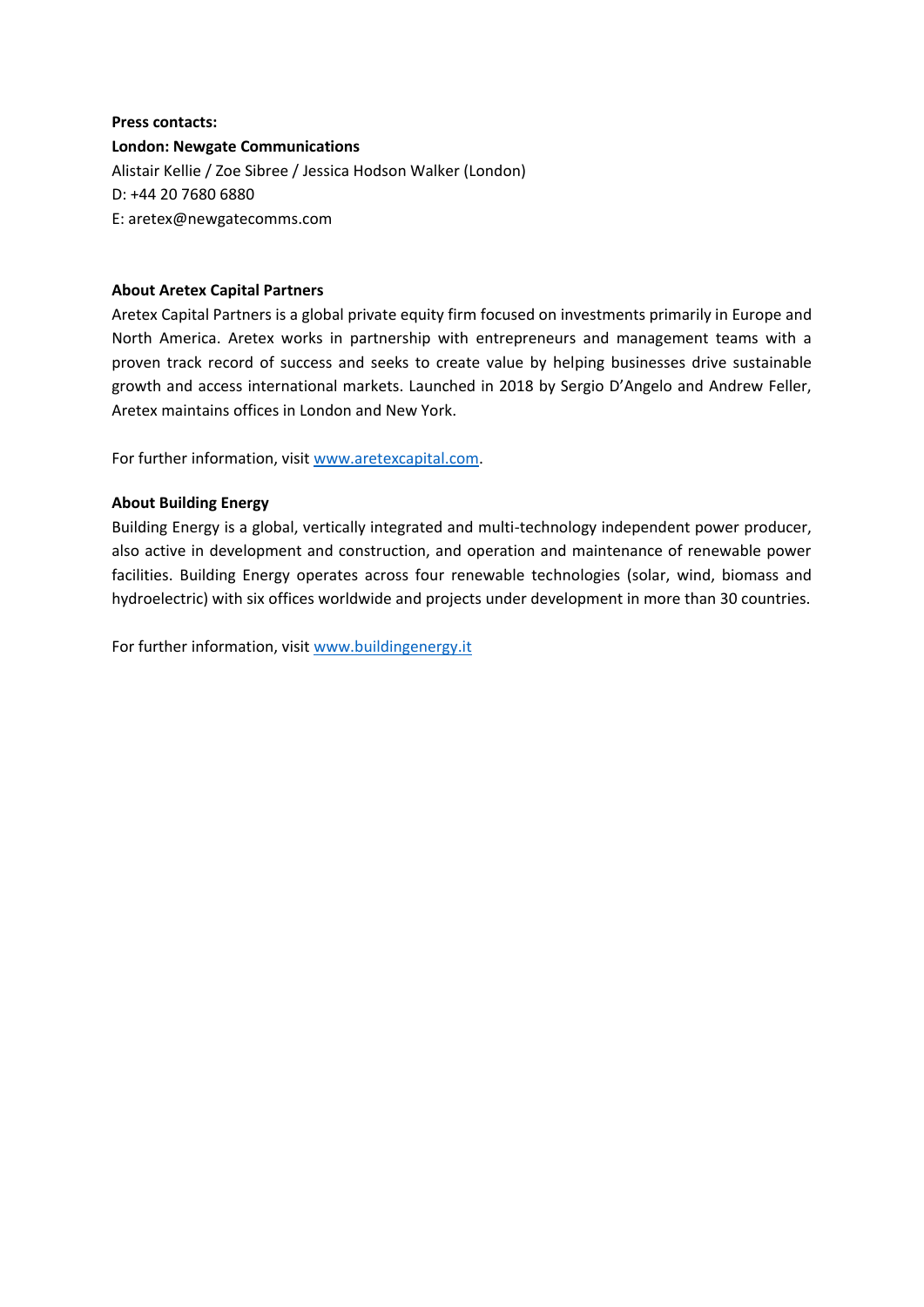**Press contacts:**

**London: Newgate Communications**

Alistair Kellie / Zoe Sibree / Jessica Hodson Walker (London)

D: +44 20 7680 6880

E: aretex@newgatecomms.com

**About Aretex Capital Partners**

Aretex Capital Partners is a global private equity firm focused on investments primarily in Europe and North America. Aretex works in partnership with entrepreneurs and management teams with a proven track record of success and seeks to create value by helping businesses drive sustainable growth and access international markets. Launched in 2018 by Sergio D'Angelo and Andrew Feller, Aretex maintains offices in London and New York.

For further information, visit [www.aretexcapital.com](http://www.aretexcapital.com).

**About Building Energy**

Building Energy is a global, vertically integrated and multi-technology independent power producer, also active in development and construction, and operation and maintenance of renewable power facilities. Building Energy operates across four renewable technologies (solar, wind, biomass and hydroelectric) with six offices worldwide and projects under development in more than 30 countries.

For further information, visit [www.buildingenergy.it](http://www.buildingenergy.it)